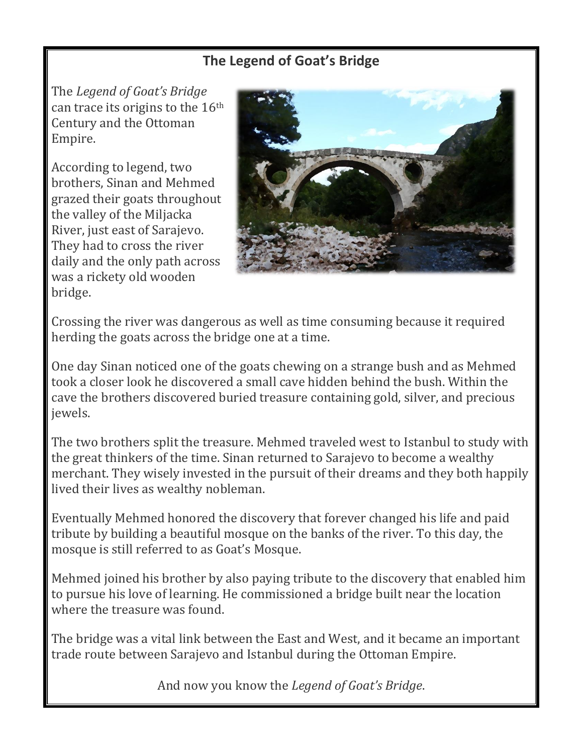# The Legend of Goat's Bridge

The *Legend of Goat's Bridge* can trace its origins to the 16th Century and the Ottoman Empire.

According to legend, two brothers, Sinan and Mehmed grazed their goats throughout the valley of the Miljacka River, just east of Sarajevo. They had to cross the river daily and the only path across was a rickety old wooden bridge.

Crossing the river was dangerous as well as time consuming because it required herding the goats across the bridge one at a time.

One day Sinan noticed one of the goats chewing on a strange bush and as Mehmed took a closer look he discovered a small cave hidden behind the bush. Within the cave the brothers discovered buried treasure containing gold, silver, and precious jewels.

The two brothers split the treasure. Mehmed traveled west to Istanbul to study with the great thinkers of the time. Sinan returned to Sarajevo to become a wealthy merchant. They wisely invested in the pursuit of their dreams and they both happily lived their lives as wealthy nobleman.

Eventually Mehmed honored the discovery that forever changed his life and paid tribute by building a beautiful mosque on the banks of the river. To this day, the mosque is still referred to as Goat's Mosque.

Mehmed joined his brother by also paying tribute to the discovery that enabled him to pursue his love of learning. He commissioned a bridge built near the location where the treasure was found.

The bridge was a vital link between the East and West, and it became an important trade route between Sarajevo and Istanbul during the Ottoman Empire.

And now you know the *Legend of Goat's Bridge*.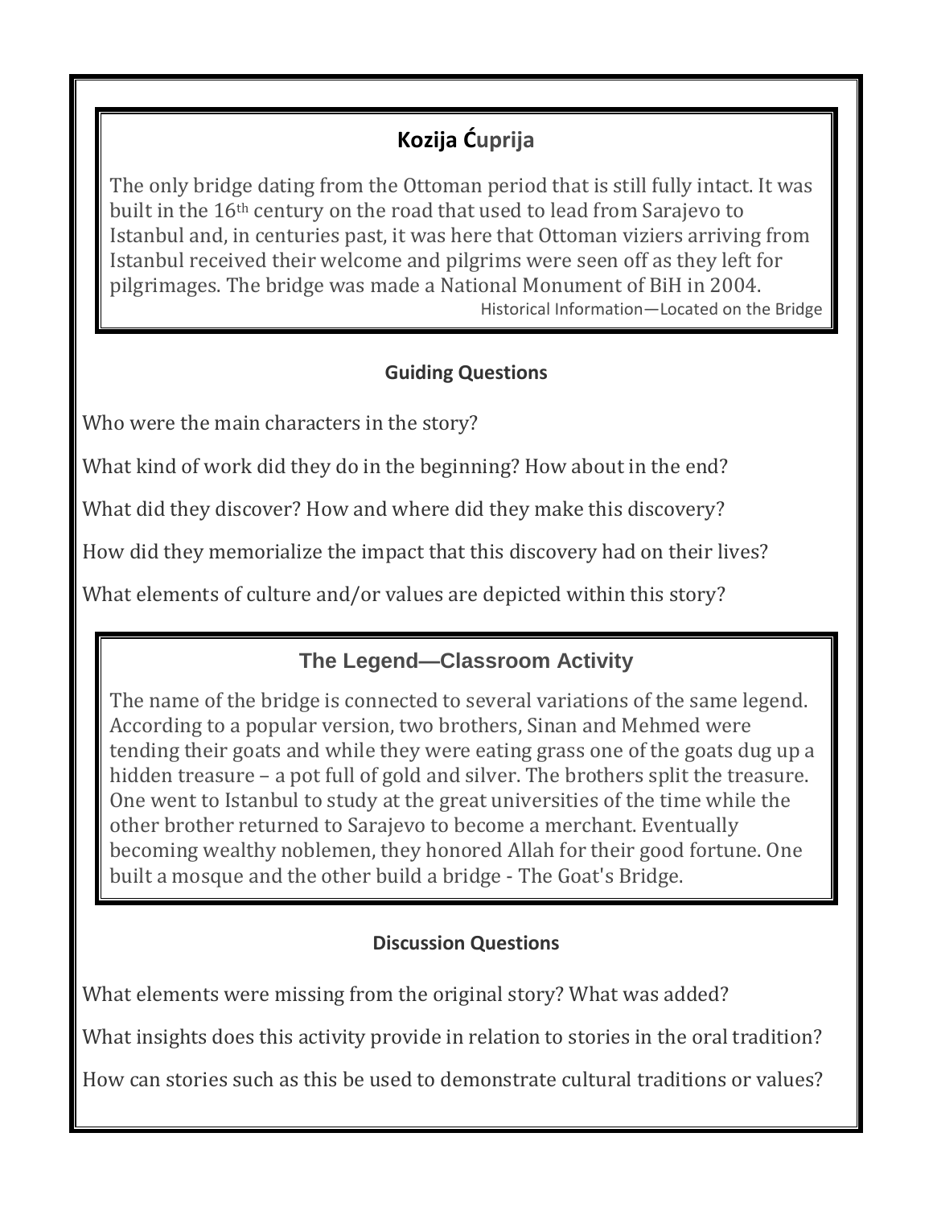## Kozija Ćuprija

The only bridge dating from the Ottoman period that is still fully intact. It was built in the 16th century on the road that used to lead from Sarajevo to Istanbul and, in centuries past, it was here that Ottoman viziers arriving from Istanbul received their welcome and pilgrims were seen off as they left for pilgrimages. The bridge was made a National Monument of BiH in 2004.

Historical Information—Located on the Bridge

### Guiding Questions

Who were the main characters in the story?

What kind of work did they do in the beginning? How about in the end?

What did they discover? How and where did they make this discovery?

How did they memorialize the impact that this discovery had on their lives?

What elements of culture and/or values are depicted within this story?

## The Legend—Classroom Activity

The name of the bridge is connected to several variations of the same legend. According to a popular version, two brothers, Sinan and Mehmed were tending their goats and while they were eating grass one of the goats dug up a hidden treasure – a pot full of gold and silver. The brothers split the treasure. One went to Istanbul to study at the great universities of the time while the other brother returned to Sarajevo to become a merchant. Eventually becoming wealthy noblemen, they honored Allah for their good fortune. One built a mosque and the other build a bridge - The Goat's Bridge.

### Discussion Questions

What elements were missing from the original story? What was added?

What insights does this activity provide in relation to stories in the oral tradition?

How can stories such as this be used to demonstrate cultural traditions or values?